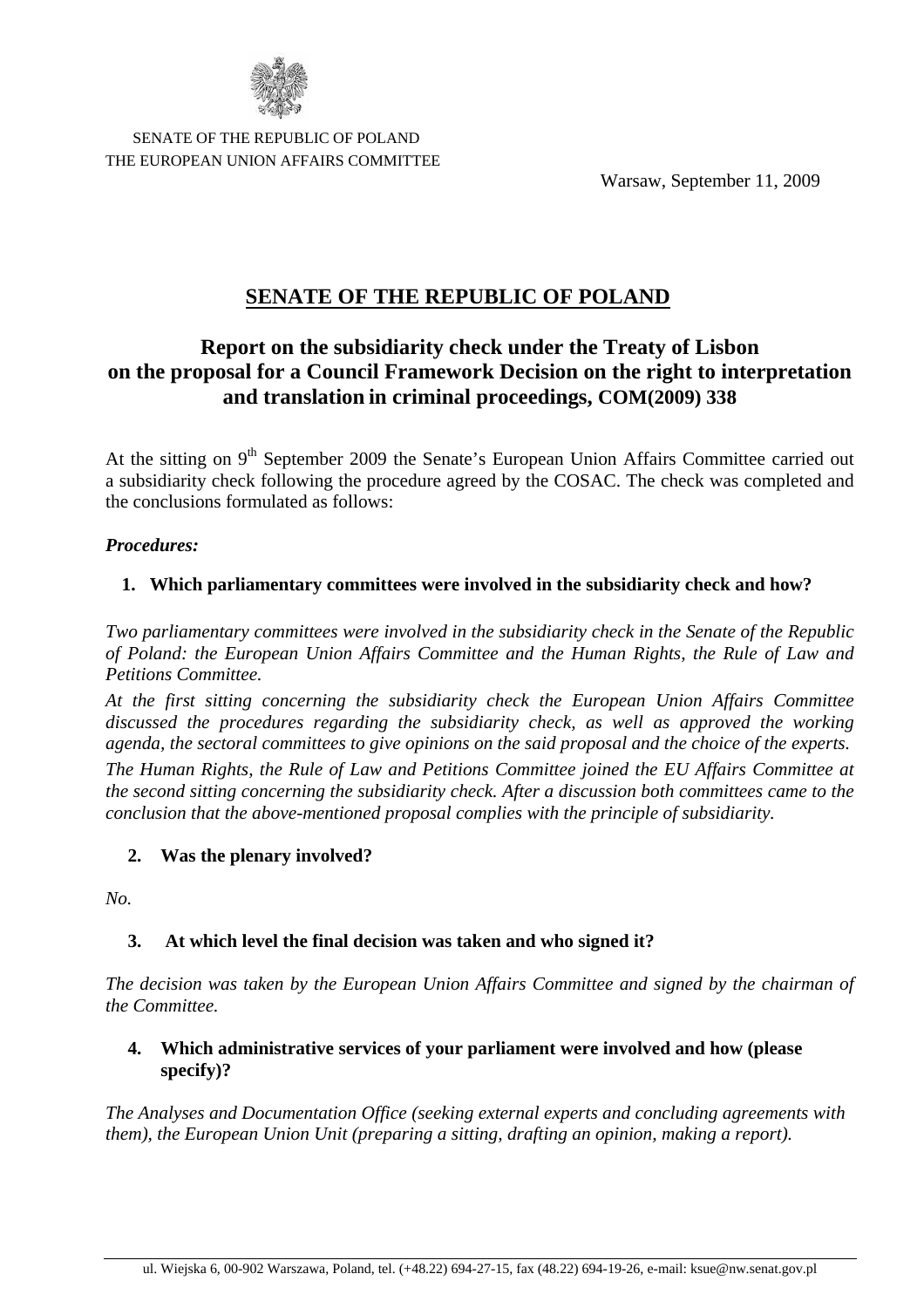SENATE OF THE REPUBLIC OF POLAND
THE EUROPEAN UNION AFFAIRS COMMITTEE

Warsaw, September 11, 2009

# SENATE OF THE REPUBLIC OF POLAND

## Report on the subsidiarity check under the Treaty of Lisbon on the proposal for a Council Framework Decision on the right to interpretation and translation in criminal proceedings, COM(2009) 338

At the sitting on 9th September 2009 the Senate's European Union Affairs Committee carried out a subsidiarity check following the procedure agreed by the COSAC. The check was completed and the conclusions formulated as follows:

***Procedures:***

**1. Which parliamentary committees were involved in the subsidiarity check and how?**

*Two parliamentary committees were involved in the subsidiarity check in the Senate of the Republic of Poland: the European Union Affairs Committee and the Human Rights, the Rule of Law and Petitions Committee.*

*At the first sitting concerning the subsidiarity check the European Union Affairs Committee discussed the procedures regarding the subsidiarity check, as well as approved the working agenda, the sectoral committees to give opinions on the said proposal and the choice of the experts.*

*The Human Rights, the Rule of Law and Petitions Committee joined the EU Affairs Committee at the second sitting concerning the subsidiarity check. After a discussion both committees came to the conclusion that the above-mentioned proposal complies with the principle of subsidiarity.*

**2. Was the plenary involved?**

*No.*

**3. At which level the final decision was taken and who signed it?**

*The decision was taken by the European Union Affairs Committee and signed by the chairman of the Committee.*

**4. Which administrative services of your parliament were involved and how (please specify)?**

*The Analyses and Documentation Office (seeking external experts and concluding agreements with them), the European Union Unit (preparing a sitting, drafting an opinion, making a report).*

ul. Wiejska 6, 00-902 Warszawa, Poland, tel. (+48.22) 694-27-15, fax (48.22) 694-19-26, e-mail: ksue@nw.senat.gov.pl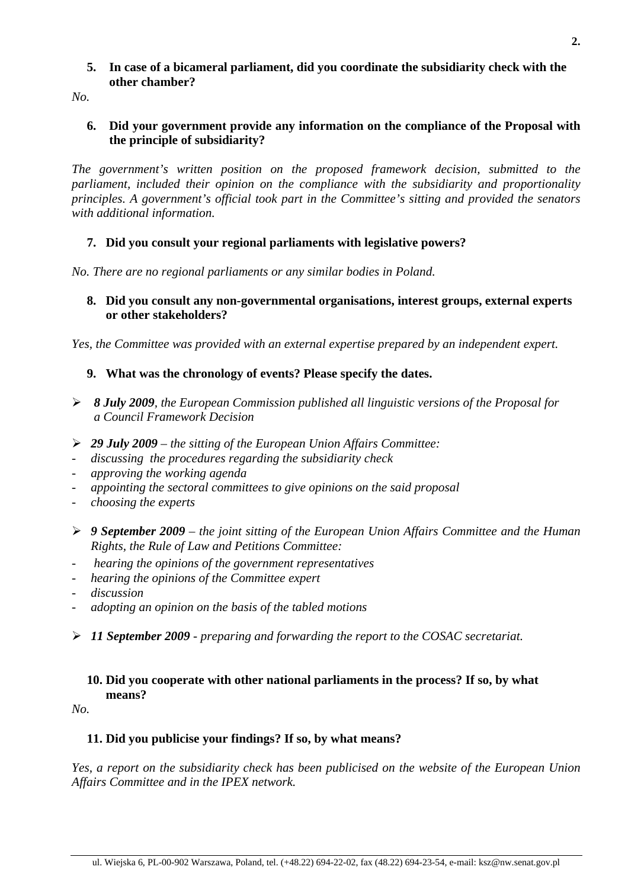**5. In case of a bicameral parliament, did you coordinate the subsidiarity check with the other chamber?**

*No.*

**6. Did your government provide any information on the compliance of the Proposal with the principle of subsidiarity?**

*The government's written position on the proposed framework decision, submitted to the parliament, included their opinion on the compliance with the subsidiarity and proportionality principles. A government's official took part in the Committee's sitting and provided the senators with additional information.*

**7. Did you consult your regional parliaments with legislative powers?**

*No. There are no regional parliaments or any similar bodies in Poland.*

**8. Did you consult any non-governmental organisations, interest groups, external experts or other stakeholders?**

*Yes, the Committee was provided with an external expertise prepared by an independent expert.*

**9. What was the chronology of events? Please specify the dates.**

- ***8 July 2009****, the European Commission published all linguistic versions of the Proposal for a Council Framework Decision*
- ***29 July 2009*** *– the sitting of the European Union Affairs Committee:*
  - *discussing the procedures regarding the subsidiarity check*
  - *approving the working agenda*
  - *appointing the sectoral committees to give opinions on the said proposal*
  - *choosing the experts*
- ***9 September 2009*** *– the joint sitting of the European Union Affairs Committee and the Human Rights, the Rule of Law and Petitions Committee:*
  - *hearing the opinions of the government representatives*
  - *hearing the opinions of the Committee expert*
  - *discussion*
  - *adopting an opinion on the basis of the tabled motions*
- ***11 September 2009*** *- preparing and forwarding the report to the COSAC secretariat.*

**10. Did you cooperate with other national parliaments in the process? If so, by what means?**

*No.*

**11. Did you publicise your findings? If so, by what means?**

*Yes, a report on the subsidiarity check has been publicised on the website of the European Union Affairs Committee and in the IPEX network.*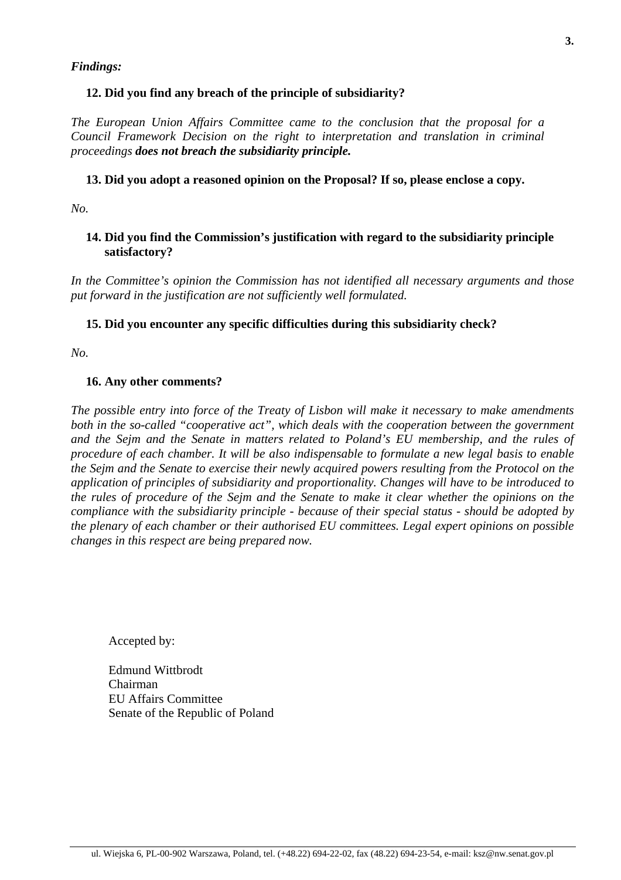*Findings:*

**12. Did you find any breach of the principle of subsidiarity?**

*The European Union Affairs Committee came to the conclusion that the proposal for a Council Framework Decision on the right to interpretation and translation in criminal proceedings* ***does not breach the subsidiarity principle.***

**13. Did you adopt a reasoned opinion on the Proposal? If so, please enclose a copy.**

*No.*

**14. Did you find the Commission's justification with regard to the subsidiarity principle satisfactory?**

*In the Committee's opinion the Commission has not identified all necessary arguments and those put forward in the justification are not sufficiently well formulated.*

**15. Did you encounter any specific difficulties during this subsidiarity check?**

*No.*

**16. Any other comments?**

*The possible entry into force of the Treaty of Lisbon will make it necessary to make amendments both in the so-called "cooperative act", which deals with the cooperation between the government and the Sejm and the Senate in matters related to Poland's EU membership, and the rules of procedure of each chamber. It will be also indispensable to formulate a new legal basis to enable the Sejm and the Senate to exercise their newly acquired powers resulting from the Protocol on the application of principles of subsidiarity and proportionality. Changes will have to be introduced to the rules of procedure of the Sejm and the Senate to make it clear whether the opinions on the compliance with the subsidiarity principle - because of their special status - should be adopted by the plenary of each chamber or their authorised EU committees. Legal expert opinions on possible changes in this respect are being prepared now.*

Accepted by:

Edmund Wittbrodt
Chairman
EU Affairs Committee
Senate of the Republic of Poland

ul. Wiejska 6, PL-00-902 Warszawa, Poland, tel. (+48.22) 694-22-02, fax (48.22) 694-23-54, e-mail: ksz@nw.senat.gov.pl